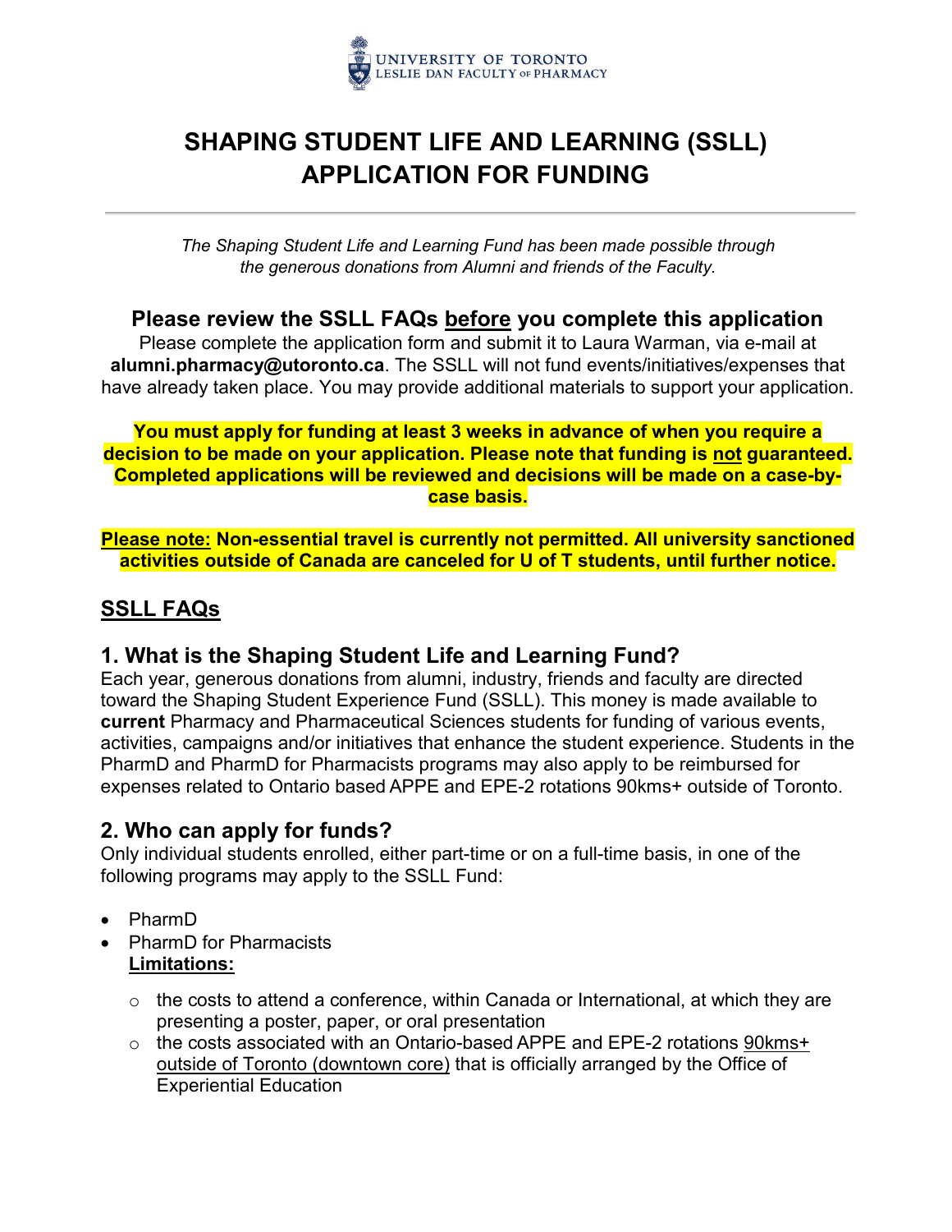UNIVERSITY OF TORONTO
LESLIE DAN FACULTY OF PHARMACY

# SHAPING STUDENT LIFE AND LEARNING (SSLL) APPLICATION FOR FUNDING

---

*The Shaping Student Life and Learning Fund has been made possible through the generous donations from Alumni and friends of the Faculty.*

### Please review the SSLL FAQs before you complete this application

Please complete the application form and submit it to Laura Warman, via e-mail at **alumni.pharmacy@utoronto.ca**. The SSLL will not fund events/initiatives/expenses that have already taken place. You may provide additional materials to support your application.

**You must apply for funding at least 3 weeks in advance of when you require a decision to be made on your application. Please note that funding is not guaranteed. Completed applications will be reviewed and decisions will be made on a case-by-case basis.**

**Please note: Non-essential travel is currently not permitted. All university sanctioned activities outside of Canada are canceled for U of T students, until further notice.**

## SSLL FAQs

### 1. What is the Shaping Student Life and Learning Fund?

Each year, generous donations from alumni, industry, friends and faculty are directed toward the Shaping Student Experience Fund (SSLL). This money is made available to **current** Pharmacy and Pharmaceutical Sciences students for funding of various events, activities, campaigns and/or initiatives that enhance the student experience. Students in the PharmD and PharmD for Pharmacists programs may also apply to be reimbursed for expenses related to Ontario based APPE and EPE-2 rotations 90kms+ outside of Toronto.

### 2. Who can apply for funds?

Only individual students enrolled, either part-time or on a full-time basis, in one of the following programs may apply to the SSLL Fund:

- PharmD
- PharmD for Pharmacists

  **Limitations:**

  - the costs to attend a conference, within Canada or International, at which they are presenting a poster, paper, or oral presentation
  - the costs associated with an Ontario-based APPE and EPE-2 rotations 90kms+ outside of Toronto (downtown core) that is officially arranged by the Office of Experiential Education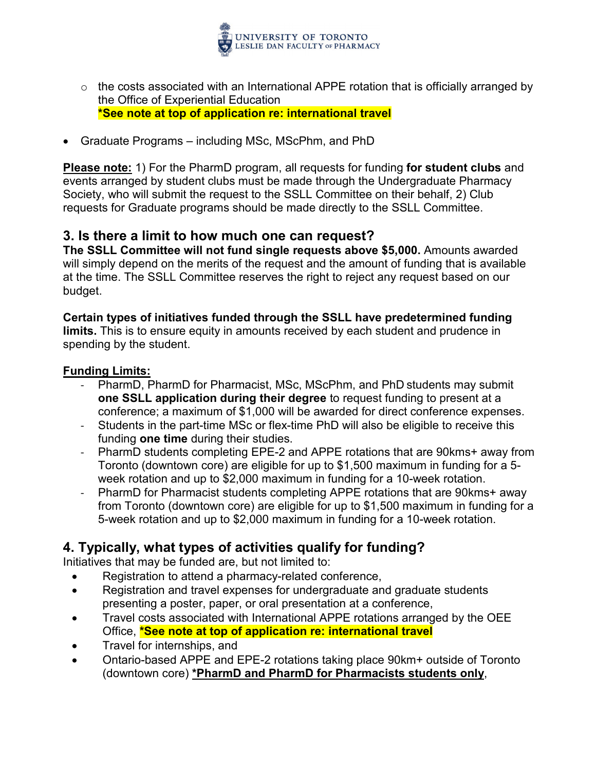- the costs associated with an International APPE rotation that is officially arranged by the Office of Experiential Education
  **\*See note at top of application re: international travel**

- Graduate Programs – including MSc, MScPhm, and PhD

**Please note:** 1) For the PharmD program, all requests for funding **for student clubs** and events arranged by student clubs must be made through the Undergraduate Pharmacy Society, who will submit the request to the SSLL Committee on their behalf, 2) Club requests for Graduate programs should be made directly to the SSLL Committee.

## 3. Is there a limit to how much one can request?

**The SSLL Committee will not fund single requests above $5,000.** Amounts awarded will simply depend on the merits of the request and the amount of funding that is available at the time. The SSLL Committee reserves the right to reject any request based on our budget.

**Certain types of initiatives funded through the SSLL have predetermined funding limits.** This is to ensure equity in amounts received by each student and prudence in spending by the student.

**Funding Limits:**

- PharmD, PharmD for Pharmacist, MSc, MScPhm, and PhD students may submit **one SSLL application during their degree** to request funding to present at a conference; a maximum of $1,000 will be awarded for direct conference expenses.
- Students in the part-time MSc or flex-time PhD will also be eligible to receive this funding **one time** during their studies.
- PharmD students completing EPE-2 and APPE rotations that are 90kms+ away from Toronto (downtown core) are eligible for up to $1,500 maximum in funding for a 5-week rotation and up to $2,000 maximum in funding for a 10-week rotation.
- PharmD for Pharmacist students completing APPE rotations that are 90kms+ away from Toronto (downtown core) are eligible for up to $1,500 maximum in funding for a 5-week rotation and up to $2,000 maximum in funding for a 10-week rotation.

## 4. Typically, what types of activities qualify for funding?

Initiatives that may be funded are, but not limited to:

- Registration to attend a pharmacy-related conference,
- Registration and travel expenses for undergraduate and graduate students presenting a poster, paper, or oral presentation at a conference,
- Travel costs associated with International APPE rotations arranged by the OEE Office, **\*See note at top of application re: international travel**
- Travel for internships, and
- Ontario-based APPE and EPE-2 rotations taking place 90km+ outside of Toronto (downtown core) **\*PharmD and PharmD for Pharmacists students only**,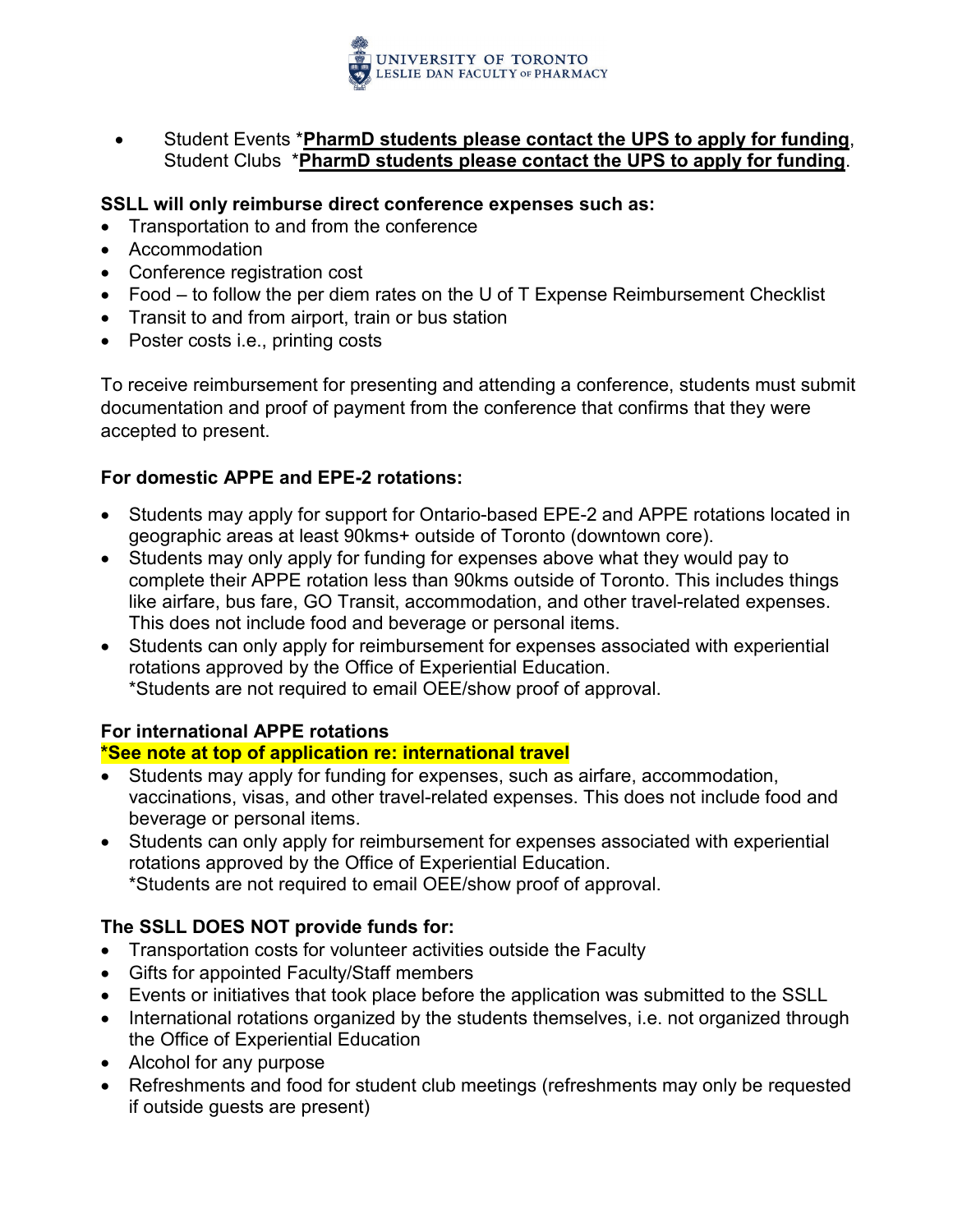- Student Events ***PharmD students please contact the UPS to apply for funding**, Student Clubs ***PharmD students please contact the UPS to apply for funding**.

**SSLL will only reimburse direct conference expenses such as:**

- Transportation to and from the conference
- Accommodation
- Conference registration cost
- Food – to follow the per diem rates on the U of T Expense Reimbursement Checklist
- Transit to and from airport, train or bus station
- Poster costs i.e., printing costs

To receive reimbursement for presenting and attending a conference, students must submit documentation and proof of payment from the conference that confirms that they were accepted to present.

**For domestic APPE and EPE-2 rotations:**

- Students may apply for support for Ontario-based EPE-2 and APPE rotations located in geographic areas at least 90kms+ outside of Toronto (downtown core).
- Students may only apply for funding for expenses above what they would pay to complete their APPE rotation less than 90kms outside of Toronto. This includes things like airfare, bus fare, GO Transit, accommodation, and other travel-related expenses. This does not include food and beverage or personal items.
- Students can only apply for reimbursement for expenses associated with experiential rotations approved by the Office of Experiential Education.
  *Students are not required to email OEE/show proof of approval.

**For international APPE rotations**
***See note at top of application re: international travel**

- Students may apply for funding for expenses, such as airfare, accommodation, vaccinations, visas, and other travel-related expenses. This does not include food and beverage or personal items.
- Students can only apply for reimbursement for expenses associated with experiential rotations approved by the Office of Experiential Education.
  *Students are not required to email OEE/show proof of approval.

**The SSLL DOES NOT provide funds for:**

- Transportation costs for volunteer activities outside the Faculty
- Gifts for appointed Faculty/Staff members
- Events or initiatives that took place before the application was submitted to the SSLL
- International rotations organized by the students themselves, i.e. not organized through the Office of Experiential Education
- Alcohol for any purpose
- Refreshments and food for student club meetings (refreshments may only be requested if outside guests are present)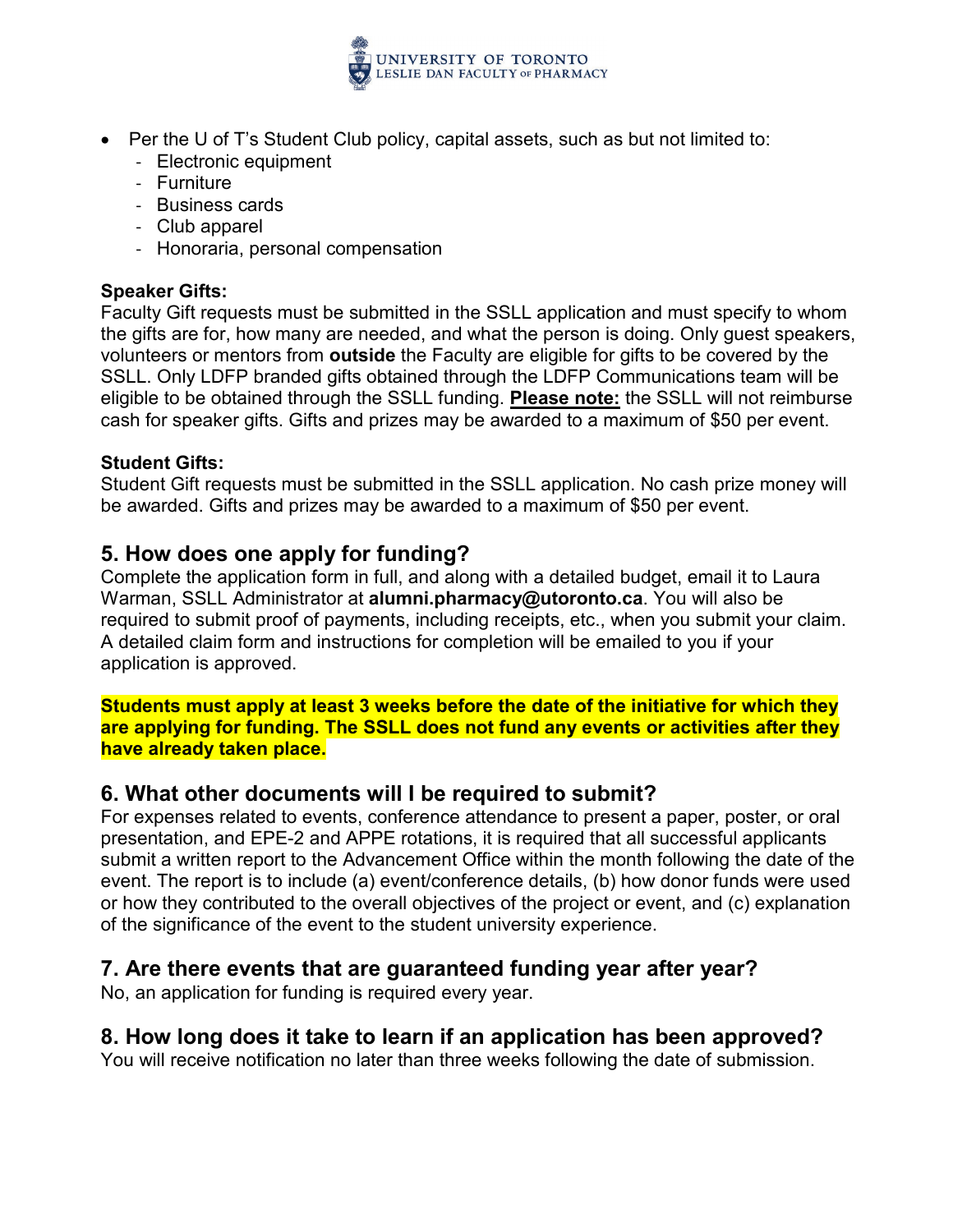- Per the U of T's Student Club policy, capital assets, such as but not limited to:
  - Electronic equipment
  - Furniture
  - Business cards
  - Club apparel
  - Honoraria, personal compensation

**Speaker Gifts:**
Faculty Gift requests must be submitted in the SSLL application and must specify to whom the gifts are for, how many are needed, and what the person is doing. Only guest speakers, volunteers or mentors from **outside** the Faculty are eligible for gifts to be covered by the SSLL. Only LDFP branded gifts obtained through the LDFP Communications team will be eligible to be obtained through the SSLL funding. **Please note:** the SSLL will not reimburse cash for speaker gifts. Gifts and prizes may be awarded to a maximum of $50 per event.

**Student Gifts:**
Student Gift requests must be submitted in the SSLL application. No cash prize money will be awarded. Gifts and prizes may be awarded to a maximum of $50 per event.

## 5. How does one apply for funding?

Complete the application form in full, and along with a detailed budget, email it to Laura Warman, SSLL Administrator at **alumni.pharmacy@utoronto.ca**. You will also be required to submit proof of payments, including receipts, etc., when you submit your claim. A detailed claim form and instructions for completion will be emailed to you if your application is approved.

**Students must apply at least 3 weeks before the date of the initiative for which they are applying for funding. The SSLL does not fund any events or activities after they have already taken place.**

## 6. What other documents will I be required to submit?

For expenses related to events, conference attendance to present a paper, poster, or oral presentation, and EPE-2 and APPE rotations, it is required that all successful applicants submit a written report to the Advancement Office within the month following the date of the event. The report is to include (a) event/conference details, (b) how donor funds were used or how they contributed to the overall objectives of the project or event, and (c) explanation of the significance of the event to the student university experience.

## 7. Are there events that are guaranteed funding year after year?

No, an application for funding is required every year.

## 8. How long does it take to learn if an application has been approved?

You will receive notification no later than three weeks following the date of submission.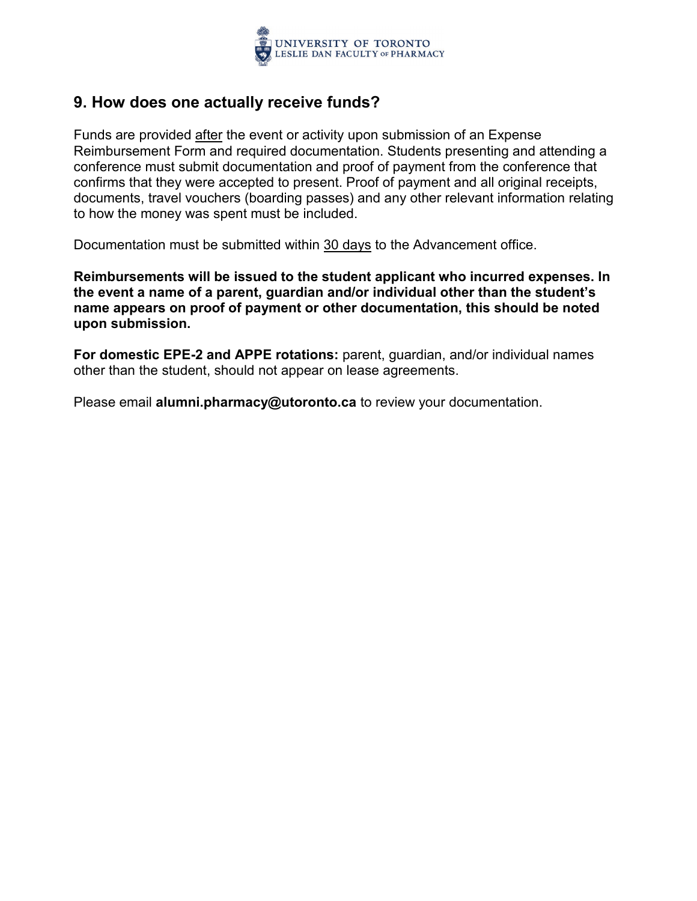## 9. How does one actually receive funds?

Funds are provided after the event or activity upon submission of an Expense Reimbursement Form and required documentation. Students presenting and attending a conference must submit documentation and proof of payment from the conference that confirms that they were accepted to present. Proof of payment and all original receipts, documents, travel vouchers (boarding passes) and any other relevant information relating to how the money was spent must be included.

Documentation must be submitted within 30 days to the Advancement office.

**Reimbursements will be issued to the student applicant who incurred expenses. In the event a name of a parent, guardian and/or individual other than the student's name appears on proof of payment or other documentation, this should be noted upon submission.**

**For domestic EPE-2 and APPE rotations:** parent, guardian, and/or individual names other than the student, should not appear on lease agreements.

Please email **alumni.pharmacy@utoronto.ca** to review your documentation.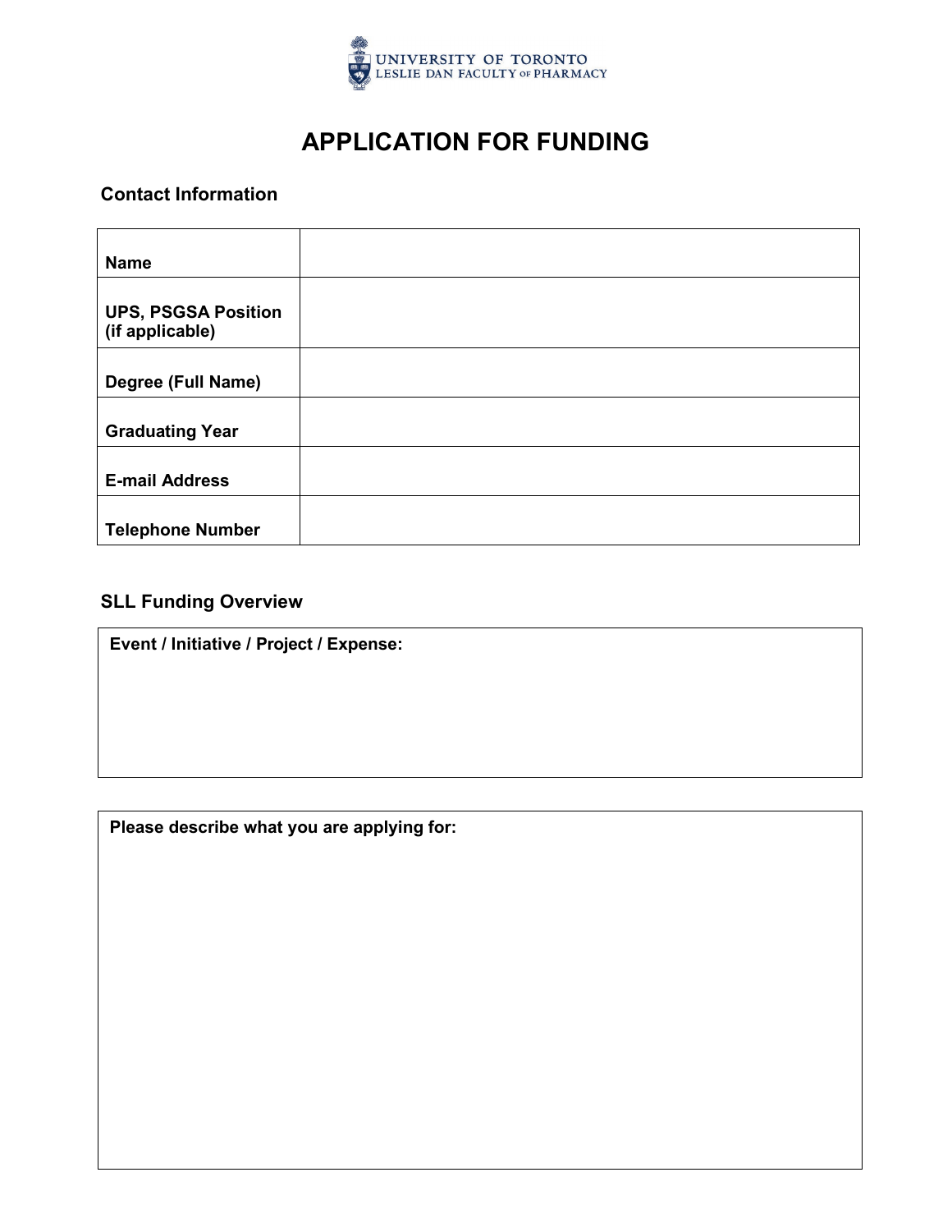UNIVERSITY OF TORONTO
LESLIE DAN FACULTY OF PHARMACY

# APPLICATION FOR FUNDING

## Contact Information

| | |
|---|---|
| **Name** | |
| **UPS, PSGSA Position (if applicable)** | |
| **Degree (Full Name)** | |
| **Graduating Year** | |
| **E-mail Address** | |
| **Telephone Number** | |

## SLL Funding Overview

**Event / Initiative / Project / Expense:**

**Please describe what you are applying for:**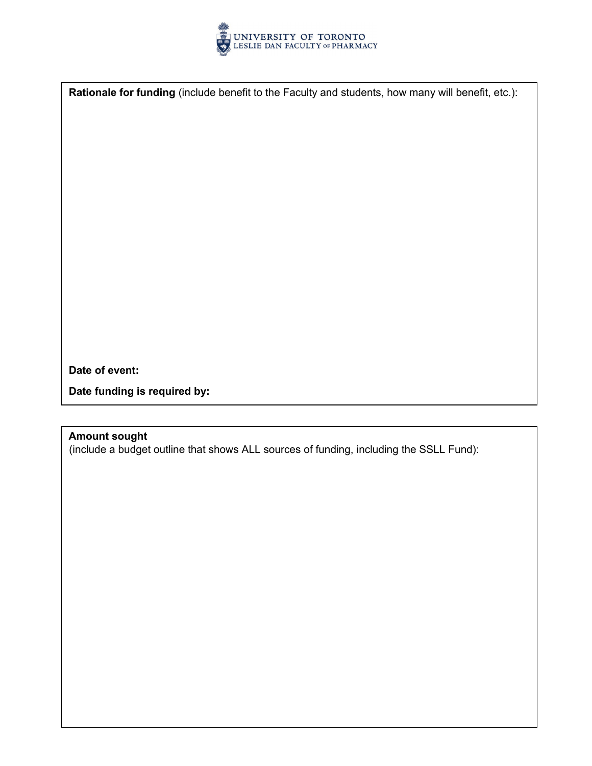**Rationale for funding** (include benefit to the Faculty and students, how many will benefit, etc.):

**Date of event:**

**Date funding is required by:**

**Amount sought**
(include a budget outline that shows ALL sources of funding, including the SSLL Fund):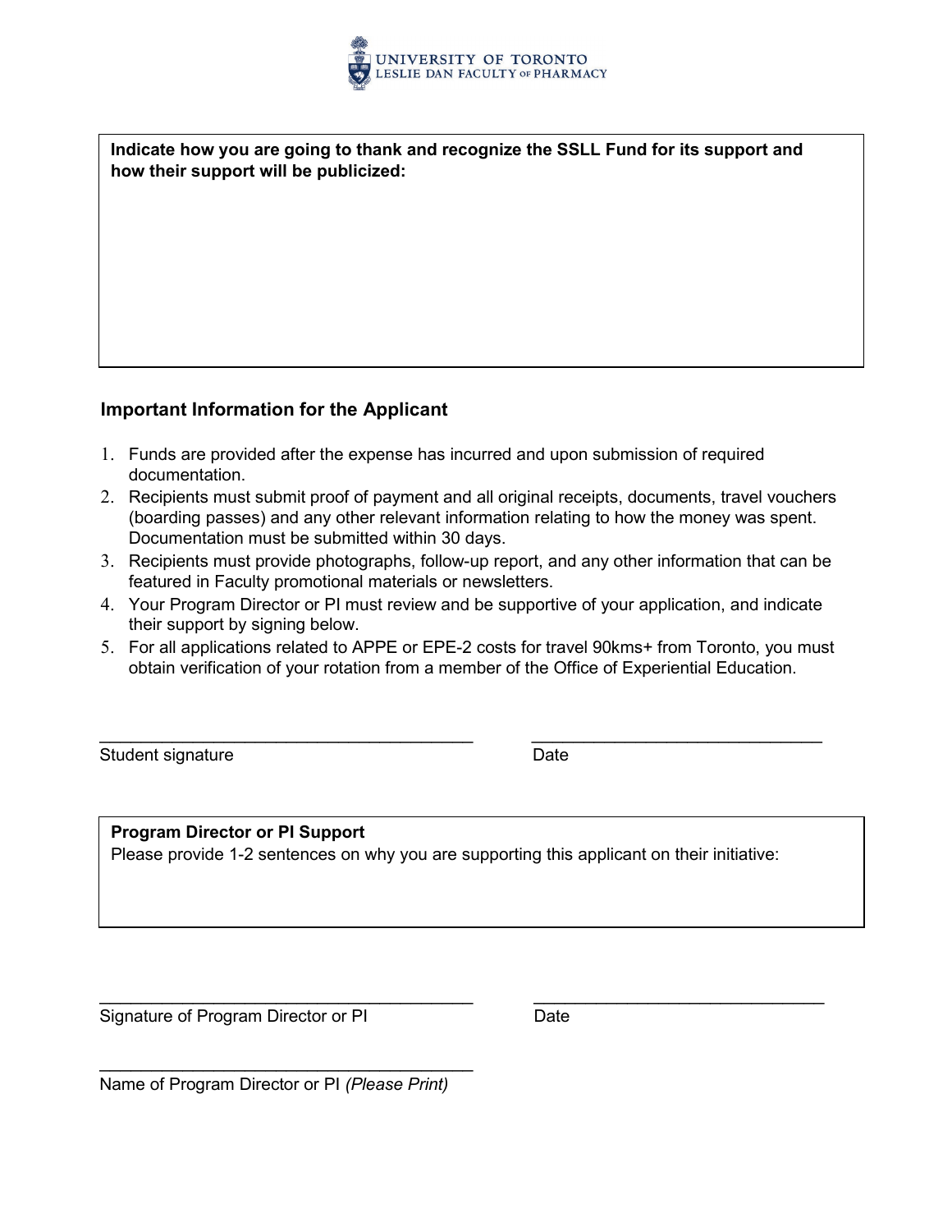**Indicate how you are going to thank and recognize the SSLL Fund for its support and how their support will be publicized:**

## Important Information for the Applicant

1. Funds are provided after the expense has incurred and upon submission of required documentation.
2. Recipients must submit proof of payment and all original receipts, documents, travel vouchers (boarding passes) and any other relevant information relating to how the money was spent. Documentation must be submitted within 30 days.
3. Recipients must provide photographs, follow-up report, and any other information that can be featured in Faculty promotional materials or newsletters.
4. Your Program Director or PI must review and be supportive of your application, and indicate their support by signing below.
5. For all applications related to APPE or EPE-2 costs for travel 90kms+ from Toronto, you must obtain verification of your rotation from a member of the Office of Experiential Education.

\_\_\_\_\_\_\_\_\_\_\_\_\_\_\_\_\_\_\_\_\_\_\_\_\_\_\_\_\_\_\_\_\_\_\_\_\_\_\_\_ \_\_\_\_\_\_\_\_\_\_\_\_\_\_\_\_\_\_\_\_\_\_\_\_\_\_\_\_\_\_\_\_

Student signature Date

**Program Director or PI Support**

Please provide 1-2 sentences on why you are supporting this applicant on their initiative:

\_\_\_\_\_\_\_\_\_\_\_\_\_\_\_\_\_\_\_\_\_\_\_\_\_\_\_\_\_\_\_\_\_\_\_\_\_\_\_\_ \_\_\_\_\_\_\_\_\_\_\_\_\_\_\_\_\_\_\_\_\_\_\_\_\_\_\_\_\_\_\_\_

Signature of Program Director or PI Date

\_\_\_\_\_\_\_\_\_\_\_\_\_\_\_\_\_\_\_\_\_\_\_\_\_\_\_\_\_\_\_\_\_\_\_\_\_\_\_\_

Name of Program Director or PI *(Please Print)*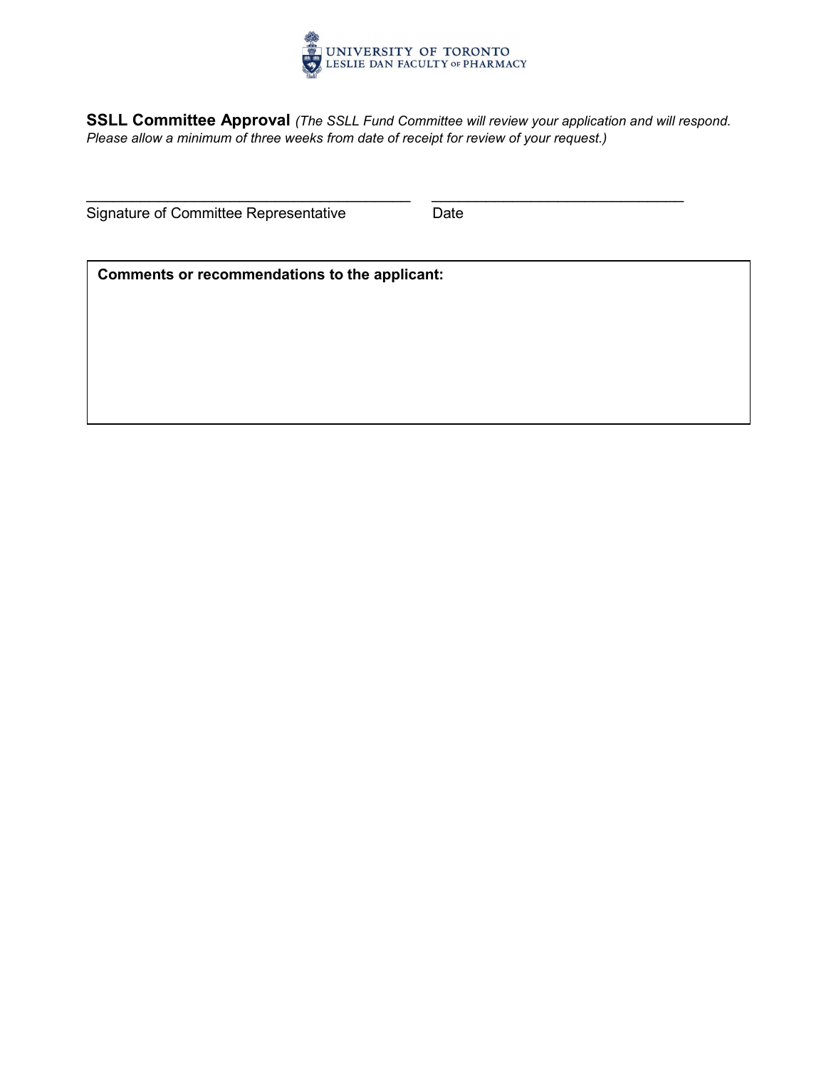**SSLL Committee Approval** *(The SSLL Fund Committee will review your application and will respond. Please allow a minimum of three weeks from date of receipt for review of your request.)*

\_\_\_\_\_\_\_\_\_\_\_\_\_\_\_\_\_\_\_\_\_\_\_\_\_\_\_\_\_\_\_\_\_\_\_\_\_\_\_\_ \_\_\_\_\_\_\_\_\_\_\_\_\_\_\_\_\_\_\_\_\_\_\_\_\_\_\_\_\_\_\_\_

Signature of Committee Representative Date

| **Comments or recommendations to the applicant:** |
| --- |
| |